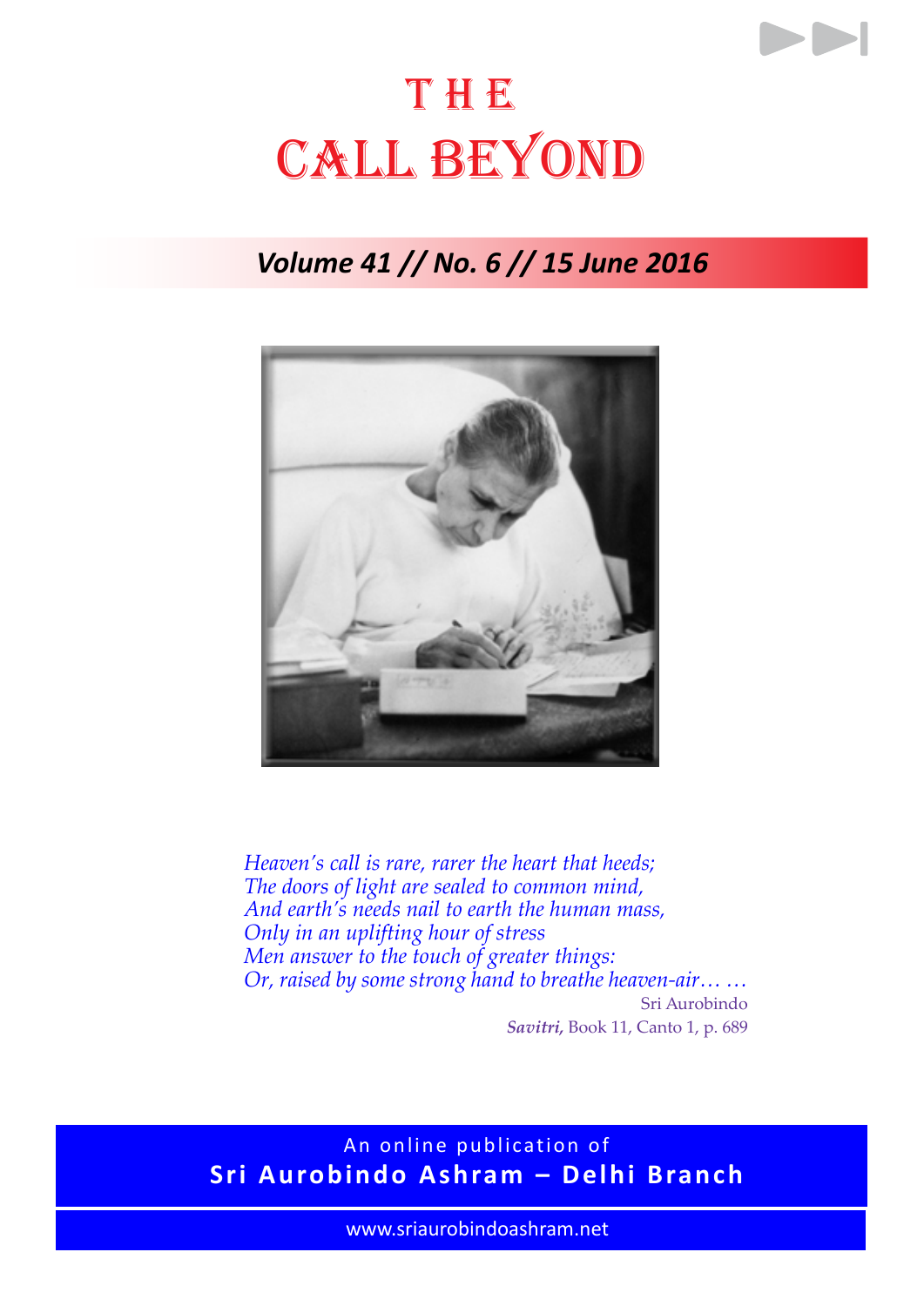# THE CALL BEYOND

***Volume 41 // No. 6 // 15 June 2016***

*Heaven's call is rare, rarer the heart that heeds;*
*The doors of light are sealed to common mind,*
*And earth's needs nail to earth the human mass,*
*Only in an uplifting hour of stress*
*Men answer to the touch of greater things:*
*Or, raised by some strong hand to breathe heaven-air… …*

Sri Aurobindo
***Savitri,*** Book 11, Canto 1, p. 689

An online publication of
**Sri Aurobindo Ashram – Delhi Branch**

www.sriaurobindoashram.net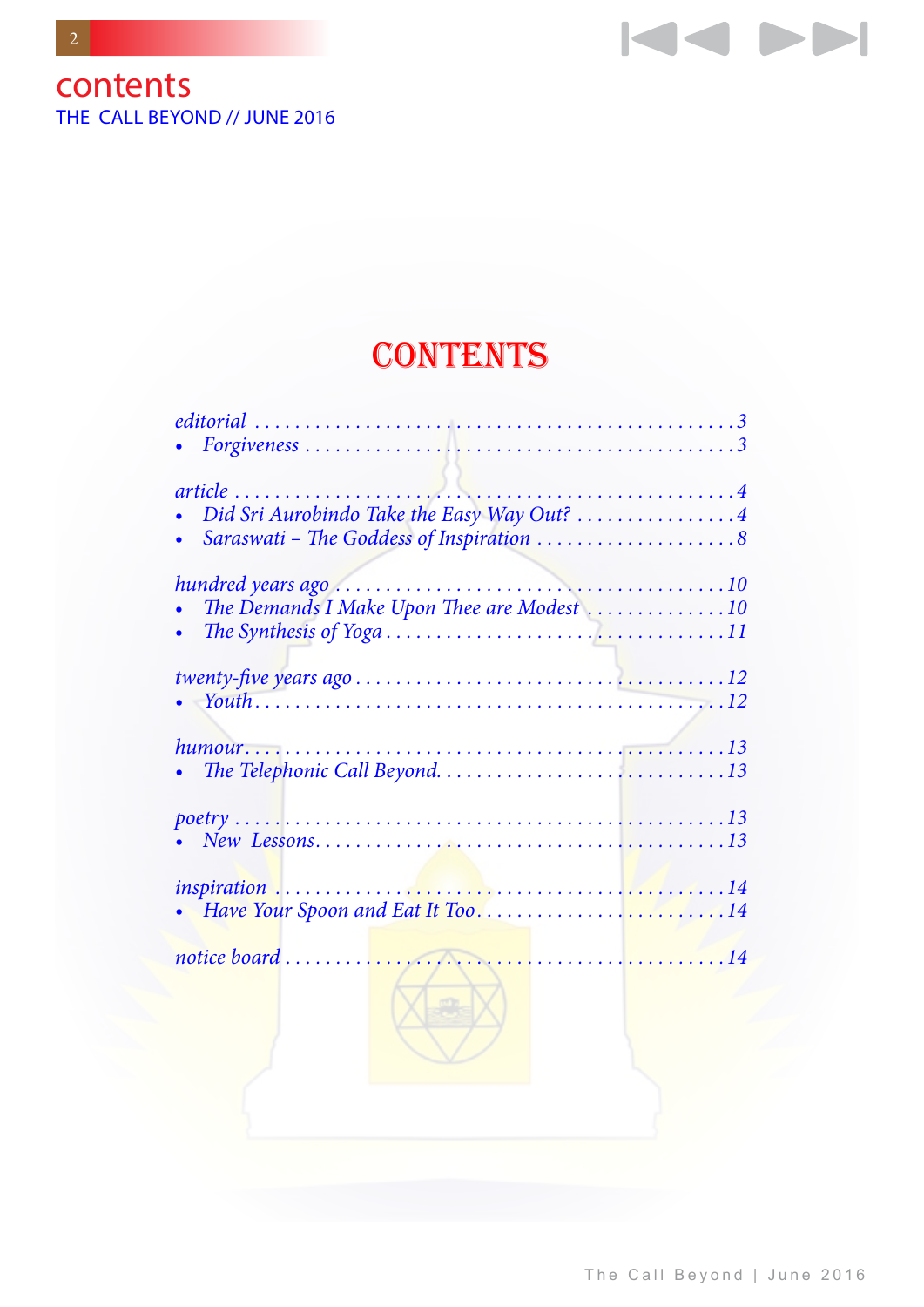# contents

THE CALL BEYOND // JUNE 2016

## CONTENTS

*editorial* . . . . . . . . . . 3
- *Forgiveness* . . . . . . . . . . 3

*article* . . . . . . . . . . 4
- *Did Sri Aurobindo Take the Easy Way Out?* . . . . . . . . . . 4
- *Saraswati – The Goddess of Inspiration* . . . . . . . . . . 8

*hundred years ago* . . . . . . . . . . 10
- *The Demands I Make Upon Thee are Modest* . . . . . . . . . . 10
- *The Synthesis of Yoga* . . . . . . . . . . 11

*twenty-five years ago* . . . . . . . . . . 12
- *Youth* . . . . . . . . . . 12

*humour* . . . . . . . . . . 13
- *The Telephonic Call Beyond* . . . . . . . . . . 13

*poetry* . . . . . . . . . . 13
- *New Lessons* . . . . . . . . . . 13

*inspiration* . . . . . . . . . . 14
- *Have Your Spoon and Eat It Too* . . . . . . . . . . 14

*notice board* . . . . . . . . . . 14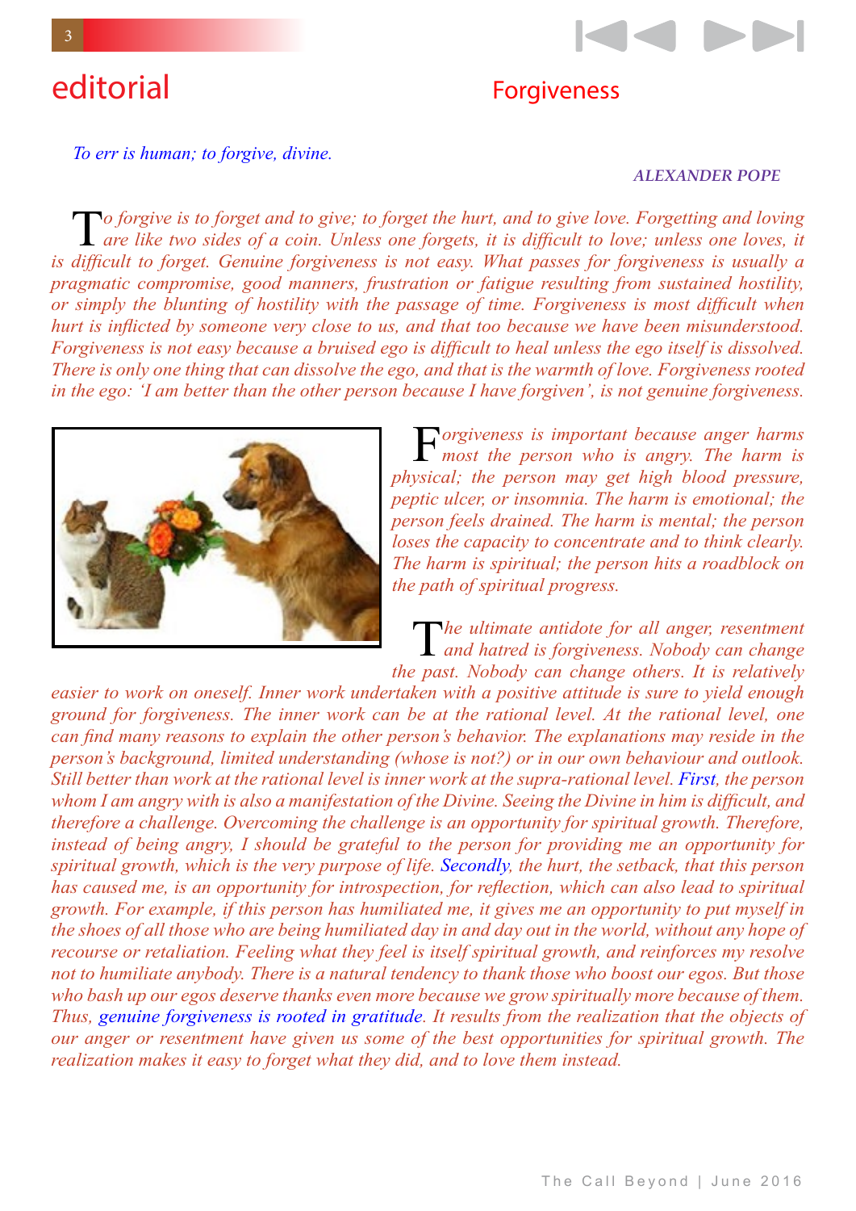# editorial

## Forgiveness

*To err is human; to forgive, divine.*

*ALEXANDER POPE*

*To forgive is to forget and to give; to forget the hurt, and to give love. Forgetting and loving are like two sides of a coin. Unless one forgets, it is difficult to love; unless one loves, it is difficult to forget. Genuine forgiveness is not easy. What passes for forgiveness is usually a pragmatic compromise, good manners, frustration or fatigue resulting from sustained hostility, or simply the blunting of hostility with the passage of time. Forgiveness is most difficult when hurt is inflicted by someone very close to us, and that too because we have been misunderstood. Forgiveness is not easy because a bruised ego is difficult to heal unless the ego itself is dissolved. There is only one thing that can dissolve the ego, and that is the warmth of love. Forgiveness rooted in the ego: 'I am better than the other person because I have forgiven', is not genuine forgiveness.*

*Forgiveness is important because anger harms most the person who is angry. The harm is physical; the person may get high blood pressure, peptic ulcer, or insomnia. The harm is emotional; the person feels drained. The harm is mental; the person loses the capacity to concentrate and to think clearly. The harm is spiritual; the person hits a roadblock on the path of spiritual progress.*

*The ultimate antidote for all anger, resentment and hatred is forgiveness. Nobody can change the past. Nobody can change others. It is relatively easier to work on oneself. Inner work undertaken with a positive attitude is sure to yield enough ground for forgiveness. The inner work can be at the rational level. At the rational level, one can find many reasons to explain the other person's behavior. The explanations may reside in the person's background, limited understanding (whose is not?) or in our own behaviour and outlook. Still better than work at the rational level is inner work at the supra-rational level. First, the person whom I am angry with is also a manifestation of the Divine. Seeing the Divine in him is difficult, and therefore a challenge. Overcoming the challenge is an opportunity for spiritual growth. Therefore, instead of being angry, I should be grateful to the person for providing me an opportunity for spiritual growth, which is the very purpose of life. Secondly, the hurt, the setback, that this person has caused me, is an opportunity for introspection, for reflection, which can also lead to spiritual growth. For example, if this person has humiliated me, it gives me an opportunity to put myself in the shoes of all those who are being humiliated day in and day out in the world, without any hope of recourse or retaliation. Feeling what they feel is itself spiritual growth, and reinforces my resolve not to humiliate anybody. There is a natural tendency to thank those who boost our egos. But those who bash up our egos deserve thanks even more because we grow spiritually more because of them. Thus, genuine forgiveness is rooted in gratitude. It results from the realization that the objects of our anger or resentment have given us some of the best opportunities for spiritual growth. The realization makes it easy to forget what they did, and to love them instead.*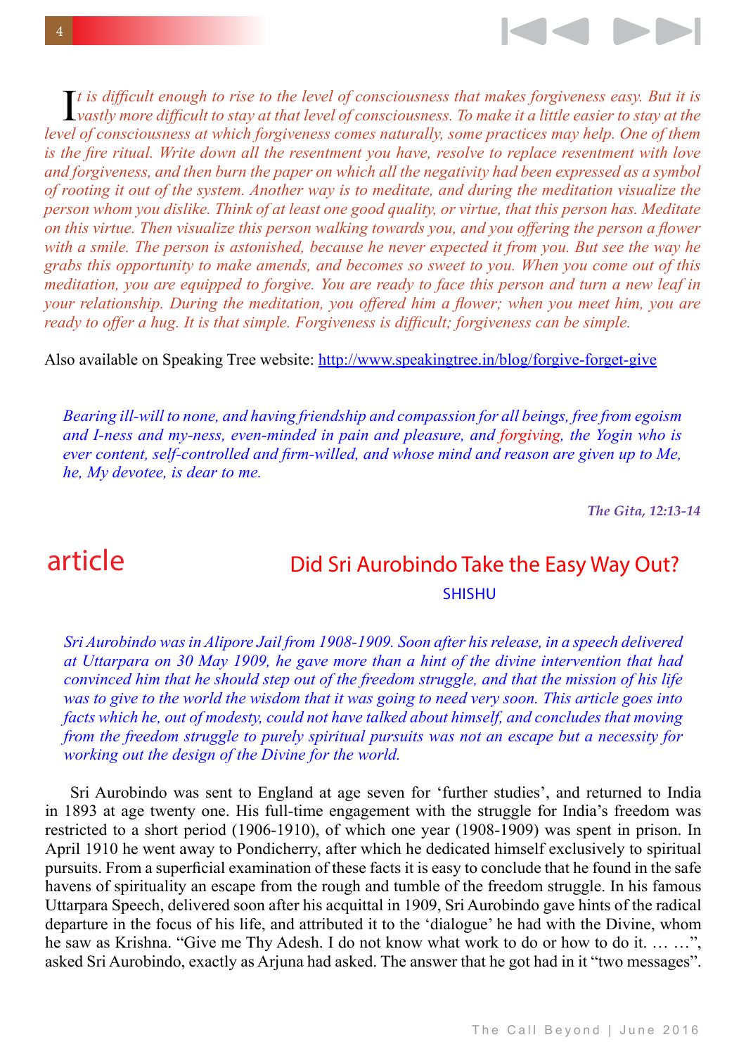*It is difficult enough to rise to the level of consciousness that makes forgiveness easy. But it is vastly more difficult to stay at that level of consciousness. To make it a little easier to stay at the level of consciousness at which forgiveness comes naturally, some practices may help. One of them is the fire ritual. Write down all the resentment you have, resolve to replace resentment with love and forgiveness, and then burn the paper on which all the negativity had been expressed as a symbol of rooting it out of the system. Another way is to meditate, and during the meditation visualize the person whom you dislike. Think of at least one good quality, or virtue, that this person has. Meditate on this virtue. Then visualize this person walking towards you, and you offering the person a flower with a smile. The person is astonished, because he never expected it from you. But see the way he grabs this opportunity to make amends, and becomes so sweet to you. When you come out of this meditation, you are equipped to forgive. You are ready to face this person and turn a new leaf in your relationship. During the meditation, you offered him a flower; when you meet him, you are ready to offer a hug. It is that simple. Forgiveness is difficult; forgiveness can be simple.*

Also available on Speaking Tree website: http://www.speakingtree.in/blog/forgive-forget-give

> *Bearing ill-will to none, and having friendship and compassion for all beings, free from egoism and I-ness and my-ness, even-minded in pain and pleasure, and forgiving, the Yogin who is ever content, self-controlled and firm-willed, and whose mind and reason are given up to Me, he, My devotee, is dear to me.*
>
> ***The Gita, 12:13-14***

## article

## Did Sri Aurobindo Take the Easy Way Out?

SHISHU

*Sri Aurobindo was in Alipore Jail from 1908-1909. Soon after his release, in a speech delivered at Uttarpara on 30 May 1909, he gave more than a hint of the divine intervention that had convinced him that he should step out of the freedom struggle, and that the mission of his life was to give to the world the wisdom that it was going to need very soon. This article goes into facts which he, out of modesty, could not have talked about himself, and concludes that moving from the freedom struggle to purely spiritual pursuits was not an escape but a necessity for working out the design of the Divine for the world.*

Sri Aurobindo was sent to England at age seven for 'further studies', and returned to India in 1893 at age twenty one. His full-time engagement with the struggle for India's freedom was restricted to a short period (1906-1910), of which one year (1908-1909) was spent in prison. In April 1910 he went away to Pondicherry, after which he dedicated himself exclusively to spiritual pursuits. From a superficial examination of these facts it is easy to conclude that he found in the safe havens of spirituality an escape from the rough and tumble of the freedom struggle. In his famous Uttarpara Speech, delivered soon after his acquittal in 1909, Sri Aurobindo gave hints of the radical departure in the focus of his life, and attributed it to the 'dialogue' he had with the Divine, whom he saw as Krishna. "Give me Thy Adesh. I do not know what work to do or how to do it. … …", asked Sri Aurobindo, exactly as Arjuna had asked. The answer that he got had in it "two messages".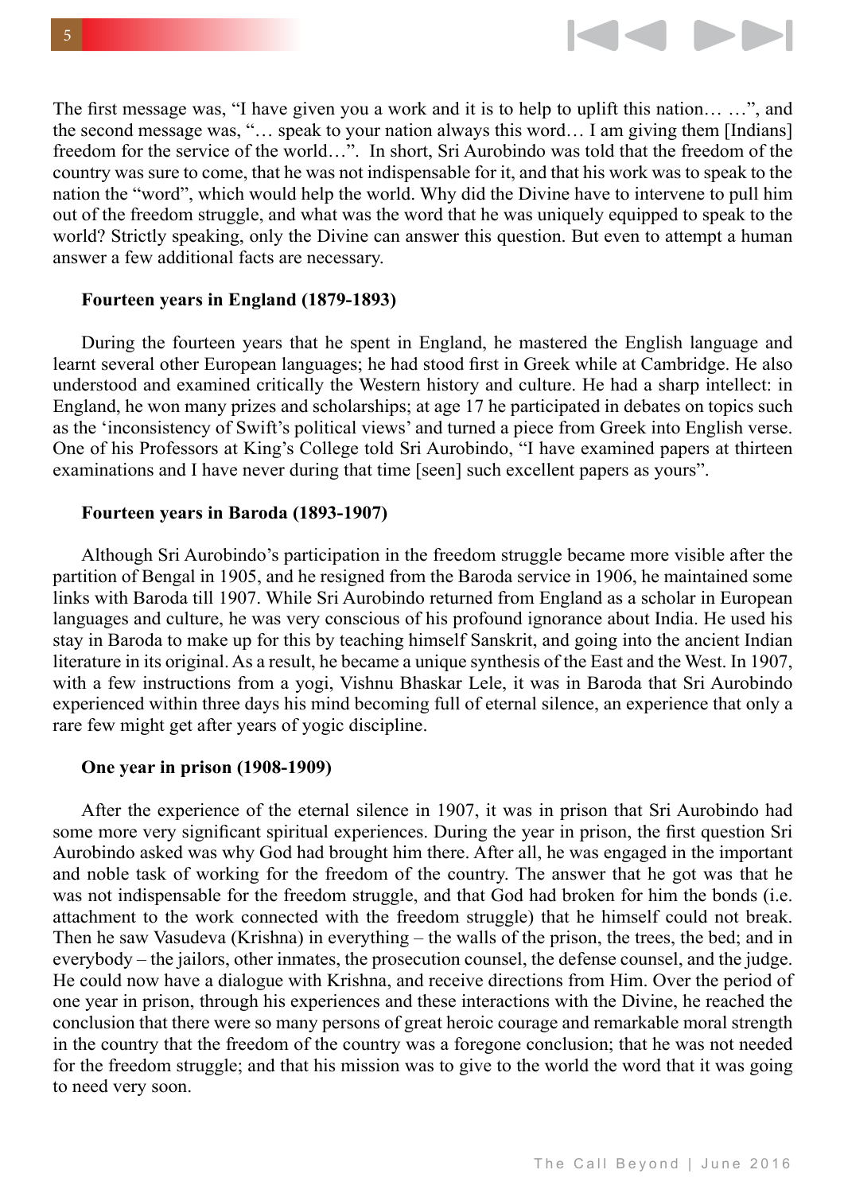The first message was, "I have given you a work and it is to help to uplift this nation… …", and the second message was, "… speak to your nation always this word… I am giving them [Indians] freedom for the service of the world…". In short, Sri Aurobindo was told that the freedom of the country was sure to come, that he was not indispensable for it, and that his work was to speak to the nation the "word", which would help the world. Why did the Divine have to intervene to pull him out of the freedom struggle, and what was the word that he was uniquely equipped to speak to the world? Strictly speaking, only the Divine can answer this question. But even to attempt a human answer a few additional facts are necessary.

**Fourteen years in England (1879-1893)**

During the fourteen years that he spent in England, he mastered the English language and learnt several other European languages; he had stood first in Greek while at Cambridge. He also understood and examined critically the Western history and culture. He had a sharp intellect: in England, he won many prizes and scholarships; at age 17 he participated in debates on topics such as the 'inconsistency of Swift's political views' and turned a piece from Greek into English verse. One of his Professors at King's College told Sri Aurobindo, "I have examined papers at thirteen examinations and I have never during that time [seen] such excellent papers as yours".

**Fourteen years in Baroda (1893-1907)**

Although Sri Aurobindo's participation in the freedom struggle became more visible after the partition of Bengal in 1905, and he resigned from the Baroda service in 1906, he maintained some links with Baroda till 1907. While Sri Aurobindo returned from England as a scholar in European languages and culture, he was very conscious of his profound ignorance about India. He used his stay in Baroda to make up for this by teaching himself Sanskrit, and going into the ancient Indian literature in its original. As a result, he became a unique synthesis of the East and the West. In 1907, with a few instructions from a yogi, Vishnu Bhaskar Lele, it was in Baroda that Sri Aurobindo experienced within three days his mind becoming full of eternal silence, an experience that only a rare few might get after years of yogic discipline.

**One year in prison (1908-1909)**

After the experience of the eternal silence in 1907, it was in prison that Sri Aurobindo had some more very significant spiritual experiences. During the year in prison, the first question Sri Aurobindo asked was why God had brought him there. After all, he was engaged in the important and noble task of working for the freedom of the country. The answer that he got was that he was not indispensable for the freedom struggle, and that God had broken for him the bonds (i.e. attachment to the work connected with the freedom struggle) that he himself could not break. Then he saw Vasudeva (Krishna) in everything – the walls of the prison, the trees, the bed; and in everybody – the jailors, other inmates, the prosecution counsel, the defense counsel, and the judge. He could now have a dialogue with Krishna, and receive directions from Him. Over the period of one year in prison, through his experiences and these interactions with the Divine, he reached the conclusion that there were so many persons of great heroic courage and remarkable moral strength in the country that the freedom of the country was a foregone conclusion; that he was not needed for the freedom struggle; and that his mission was to give to the world the word that it was going to need very soon.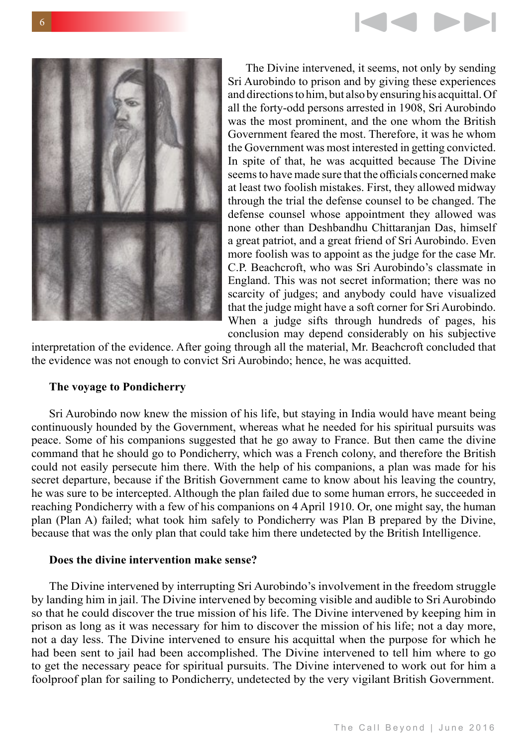The Divine intervened, it seems, not only by sending Sri Aurobindo to prison and by giving these experiences and directions to him, but also by ensuring his acquittal. Of all the forty-odd persons arrested in 1908, Sri Aurobindo was the most prominent, and the one whom the British Government feared the most. Therefore, it was he whom the Government was most interested in getting convicted. In spite of that, he was acquitted because The Divine seems to have made sure that the officials concerned make at least two foolish mistakes. First, they allowed midway through the trial the defense counsel to be changed. The defense counsel whose appointment they allowed was none other than Deshbandhu Chittaranjan Das, himself a great patriot, and a great friend of Sri Aurobindo. Even more foolish was to appoint as the judge for the case Mr. C.P. Beachcroft, who was Sri Aurobindo's classmate in England. This was not secret information; there was no scarcity of judges; and anybody could have visualized that the judge might have a soft corner for Sri Aurobindo. When a judge sifts through hundreds of pages, his conclusion may depend considerably on his subjective interpretation of the evidence. After going through all the material, Mr. Beachcroft concluded that the evidence was not enough to convict Sri Aurobindo; hence, he was acquitted.

**The voyage to Pondicherry**

Sri Aurobindo now knew the mission of his life, but staying in India would have meant being continuously hounded by the Government, whereas what he needed for his spiritual pursuits was peace. Some of his companions suggested that he go away to France. But then came the divine command that he should go to Pondicherry, which was a French colony, and therefore the British could not easily persecute him there. With the help of his companions, a plan was made for his secret departure, because if the British Government came to know about his leaving the country, he was sure to be intercepted. Although the plan failed due to some human errors, he succeeded in reaching Pondicherry with a few of his companions on 4 April 1910. Or, one might say, the human plan (Plan A) failed; what took him safely to Pondicherry was Plan B prepared by the Divine, because that was the only plan that could take him there undetected by the British Intelligence.

**Does the divine intervention make sense?**

The Divine intervened by interrupting Sri Aurobindo's involvement in the freedom struggle by landing him in jail. The Divine intervened by becoming visible and audible to Sri Aurobindo so that he could discover the true mission of his life. The Divine intervened by keeping him in prison as long as it was necessary for him to discover the mission of his life; not a day more, not a day less. The Divine intervened to ensure his acquittal when the purpose for which he had been sent to jail had been accomplished. The Divine intervened to tell him where to go to get the necessary peace for spiritual pursuits. The Divine intervened to work out for him a foolproof plan for sailing to Pondicherry, undetected by the very vigilant British Government.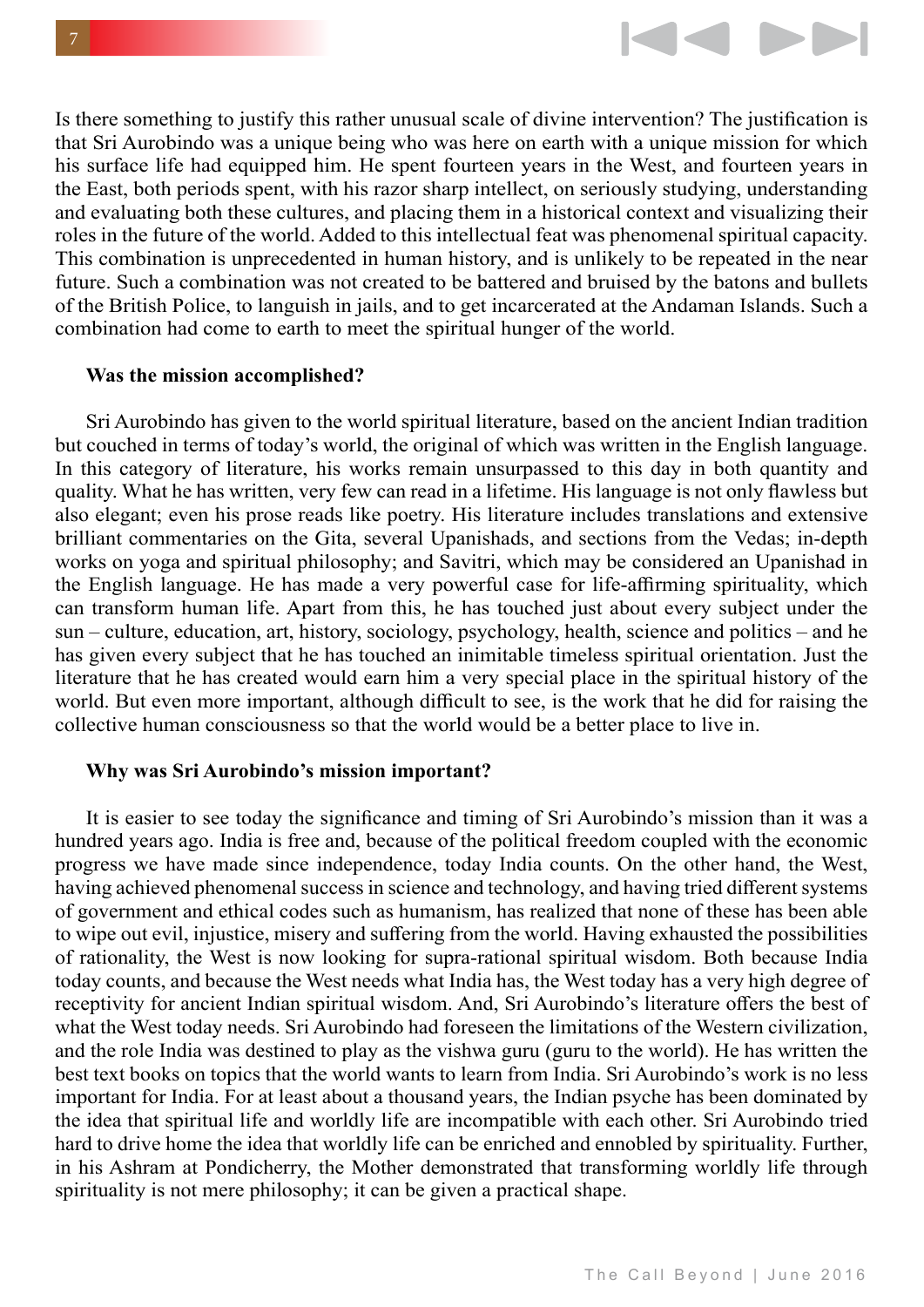Is there something to justify this rather unusual scale of divine intervention? The justification is that Sri Aurobindo was a unique being who was here on earth with a unique mission for which his surface life had equipped him. He spent fourteen years in the West, and fourteen years in the East, both periods spent, with his razor sharp intellect, on seriously studying, understanding and evaluating both these cultures, and placing them in a historical context and visualizing their roles in the future of the world. Added to this intellectual feat was phenomenal spiritual capacity. This combination is unprecedented in human history, and is unlikely to be repeated in the near future. Such a combination was not created to be battered and bruised by the batons and bullets of the British Police, to languish in jails, and to get incarcerated at the Andaman Islands. Such a combination had come to earth to meet the spiritual hunger of the world.

**Was the mission accomplished?**

Sri Aurobindo has given to the world spiritual literature, based on the ancient Indian tradition but couched in terms of today's world, the original of which was written in the English language. In this category of literature, his works remain unsurpassed to this day in both quantity and quality. What he has written, very few can read in a lifetime. His language is not only flawless but also elegant; even his prose reads like poetry. His literature includes translations and extensive brilliant commentaries on the Gita, several Upanishads, and sections from the Vedas; in-depth works on yoga and spiritual philosophy; and Savitri, which may be considered an Upanishad in the English language. He has made a very powerful case for life-affirming spirituality, which can transform human life. Apart from this, he has touched just about every subject under the sun – culture, education, art, history, sociology, psychology, health, science and politics – and he has given every subject that he has touched an inimitable timeless spiritual orientation. Just the literature that he has created would earn him a very special place in the spiritual history of the world. But even more important, although difficult to see, is the work that he did for raising the collective human consciousness so that the world would be a better place to live in.

**Why was Sri Aurobindo's mission important?**

It is easier to see today the significance and timing of Sri Aurobindo's mission than it was a hundred years ago. India is free and, because of the political freedom coupled with the economic progress we have made since independence, today India counts. On the other hand, the West, having achieved phenomenal success in science and technology, and having tried different systems of government and ethical codes such as humanism, has realized that none of these has been able to wipe out evil, injustice, misery and suffering from the world. Having exhausted the possibilities of rationality, the West is now looking for supra-rational spiritual wisdom. Both because India today counts, and because the West needs what India has, the West today has a very high degree of receptivity for ancient Indian spiritual wisdom. And, Sri Aurobindo's literature offers the best of what the West today needs. Sri Aurobindo had foreseen the limitations of the Western civilization, and the role India was destined to play as the vishwa guru (guru to the world). He has written the best text books on topics that the world wants to learn from India. Sri Aurobindo's work is no less important for India. For at least about a thousand years, the Indian psyche has been dominated by the idea that spiritual life and worldly life are incompatible with each other. Sri Aurobindo tried hard to drive home the idea that worldly life can be enriched and ennobled by spirituality. Further, in his Ashram at Pondicherry, the Mother demonstrated that transforming worldly life through spirituality is not mere philosophy; it can be given a practical shape.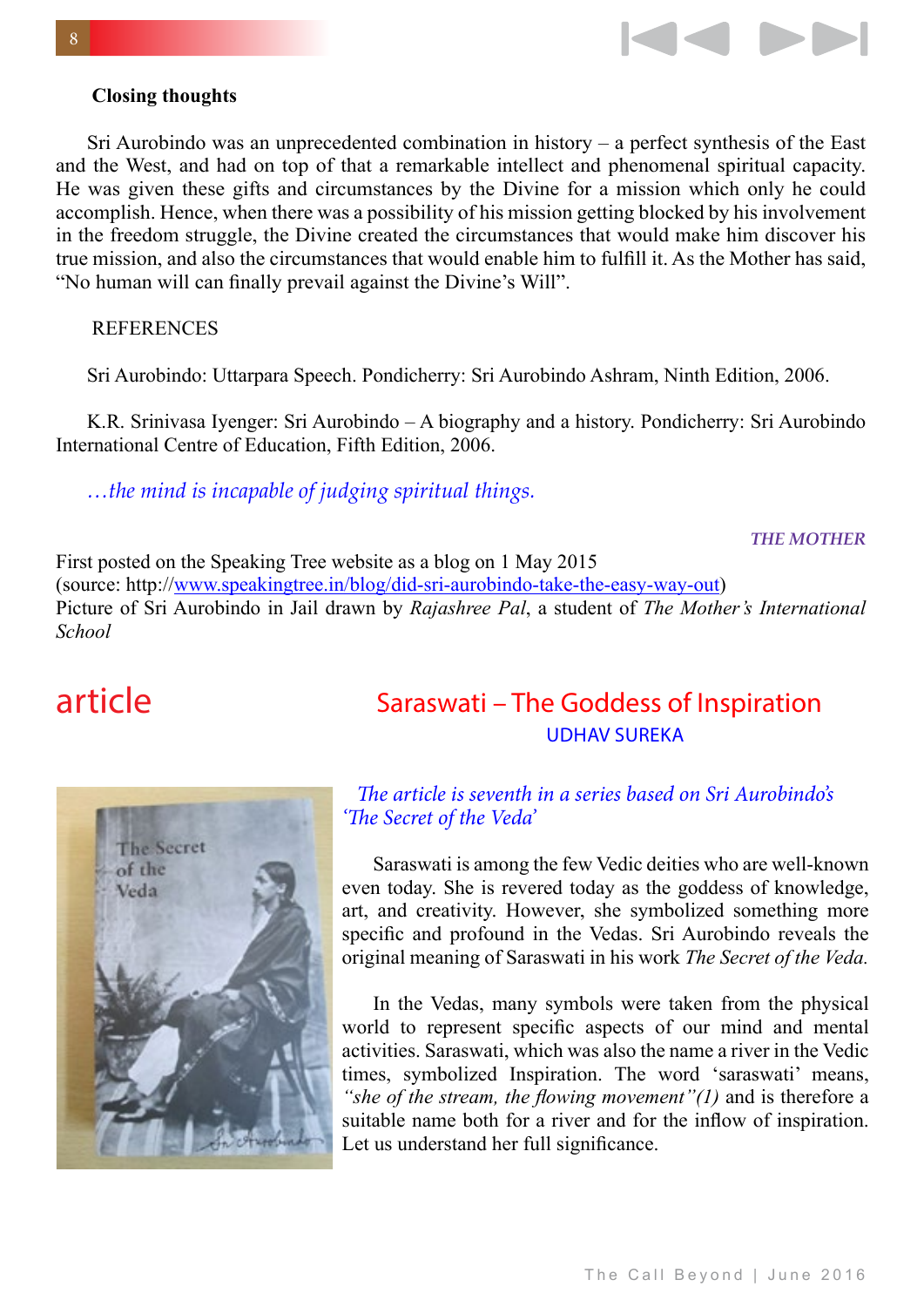**Closing thoughts**

Sri Aurobindo was an unprecedented combination in history – a perfect synthesis of the East and the West, and had on top of that a remarkable intellect and phenomenal spiritual capacity. He was given these gifts and circumstances by the Divine for a mission which only he could accomplish. Hence, when there was a possibility of his mission getting blocked by his involvement in the freedom struggle, the Divine created the circumstances that would make him discover his true mission, and also the circumstances that would enable him to fulfill it. As the Mother has said, "No human will can finally prevail against the Divine's Will".

REFERENCES

Sri Aurobindo: Uttarpara Speech. Pondicherry: Sri Aurobindo Ashram, Ninth Edition, 2006.

K.R. Srinivasa Iyenger: Sri Aurobindo – A biography and a history. Pondicherry: Sri Aurobindo International Centre of Education, Fifth Edition, 2006.

*…the mind is incapable of judging spiritual things.*

***THE MOTHER***

First posted on the Speaking Tree website as a blog on 1 May 2015
(source: http://www.speakingtree.in/blog/did-sri-aurobindo-take-the-easy-way-out)
Picture of Sri Aurobindo in Jail drawn by *Rajashree Pal*, a student of *The Mother's International School*

article

## Saraswati – The Goddess of Inspiration

UDHAV SUREKA

*The article is seventh in a series based on Sri Aurobindo's 'The Secret of the Veda'*

Saraswati is among the few Vedic deities who are well-known even today. She is revered today as the goddess of knowledge, art, and creativity. However, she symbolized something more specific and profound in the Vedas. Sri Aurobindo reveals the original meaning of Saraswati in his work *The Secret of the Veda.*

In the Vedas, many symbols were taken from the physical world to represent specific aspects of our mind and mental activities. Saraswati, which was also the name a river in the Vedic times, symbolized Inspiration. The word 'saraswati' means, *"she of the stream, the flowing movement"(1)* and is therefore a suitable name both for a river and for the inflow of inspiration. Let us understand her full significance.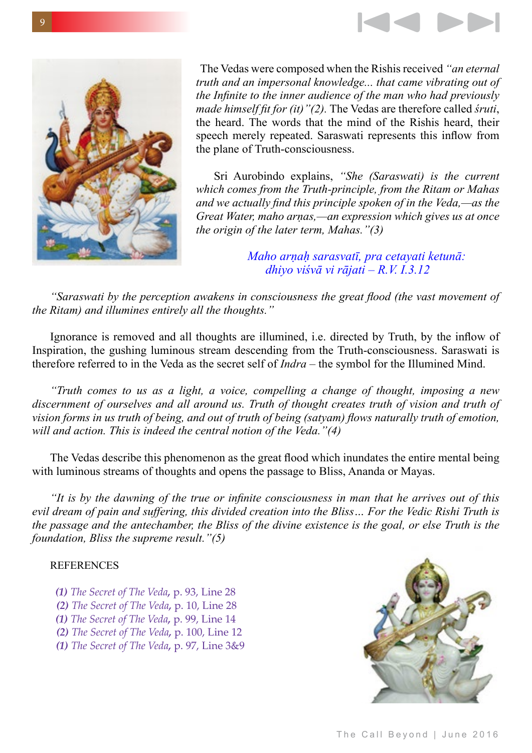The Vedas were composed when the Rishis received *"an eternal truth and an impersonal knowledge... that came vibrating out of the Infinite to the inner audience of the man who had previously made himself fit for (it)"(2).* The Vedas are therefore called *śruti*, the heard. The words that the mind of the Rishis heard, their speech merely repeated. Saraswati represents this inflow from the plane of Truth-consciousness.

Sri Aurobindo explains, *"She (Saraswati) is the current which comes from the Truth-principle, from the Ritam or Mahas and we actually find this principle spoken of in the Veda,—as the Great Water, maho arṇas,—an expression which gives us at once the origin of the later term, Mahas."(3)*

*Maho arṇaḥ sarasvatī, pra cetayati ketunā:*
*dhiyo viśvā vi rājati – R.V. I.3.12*

*"Saraswati by the perception awakens in consciousness the great flood (the vast movement of the Ritam) and illumines entirely all the thoughts."*

Ignorance is removed and all thoughts are illumined, i.e. directed by Truth, by the inflow of Inspiration, the gushing luminous stream descending from the Truth-consciousness. Saraswati is therefore referred to in the Veda as the secret self of *Indra* – the symbol for the Illumined Mind.

*"Truth comes to us as a light, a voice, compelling a change of thought, imposing a new discernment of ourselves and all around us. Truth of thought creates truth of vision and truth of vision forms in us truth of being, and out of truth of being (satyam) flows naturally truth of emotion, will and action. This is indeed the central notion of the Veda."(4)*

The Vedas describe this phenomenon as the great flood which inundates the entire mental being with luminous streams of thoughts and opens the passage to Bliss, Ananda or Mayas.

*"It is by the dawning of the true or infinite consciousness in man that he arrives out of this evil dream of pain and suffering, this divided creation into the Bliss… For the Vedic Rishi Truth is the passage and the antechamber, the Bliss of the divine existence is the goal, or else Truth is the foundation, Bliss the supreme result."(5)*

REFERENCES

*(1) The Secret of The Veda*, p. 93, Line 28
*(2) The Secret of The Veda*, p. 10, Line 28
*(1) The Secret of The Veda*, p. 99, Line 14
*(2) The Secret of The Veda*, p. 100, Line 12
*(1) The Secret of The Veda*, p. 97, Line 3&9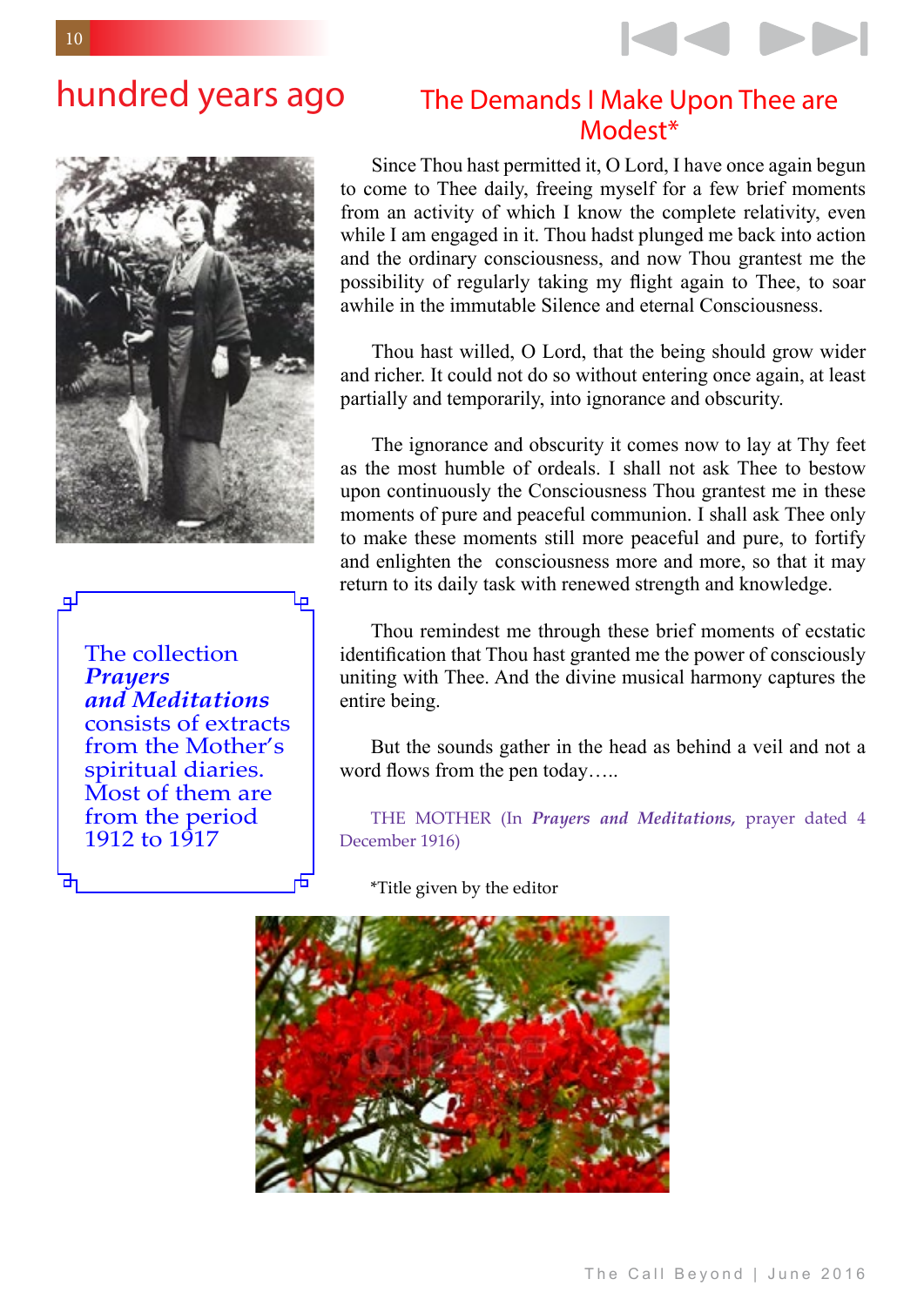# hundred years ago

The collection ***Prayers and Meditations*** consists of extracts from the Mother's spiritual diaries. Most of them are from the period 1912 to 1917

## The Demands I Make Upon Thee are Modest*

Since Thou hast permitted it, O Lord, I have once again begun to come to Thee daily, freeing myself for a few brief moments from an activity of which I know the complete relativity, even while I am engaged in it. Thou hadst plunged me back into action and the ordinary consciousness, and now Thou grantest me the possibility of regularly taking my flight again to Thee, to soar awhile in the immutable Silence and eternal Consciousness.

Thou hast willed, O Lord, that the being should grow wider and richer. It could not do so without entering once again, at least partially and temporarily, into ignorance and obscurity.

The ignorance and obscurity it comes now to lay at Thy feet as the most humble of ordeals. I shall not ask Thee to bestow upon me continuously the Consciousness Thou grantest me in these moments of pure and peaceful communion. I shall ask Thee only to make these moments still more peaceful and pure, to fortify and enlighten the consciousness more and more, so that it may return to its daily task with renewed strength and knowledge.

Thou remindest me through these brief moments of ecstatic identification that Thou hast granted me the power of consciously uniting with Thee. And the divine musical harmony captures the entire being.

But the sounds gather in the head as behind a veil and not a word flows from the pen today…..

THE MOTHER (In ***Prayers and Meditations,*** prayer dated 4 December 1916)

*Title given by the editor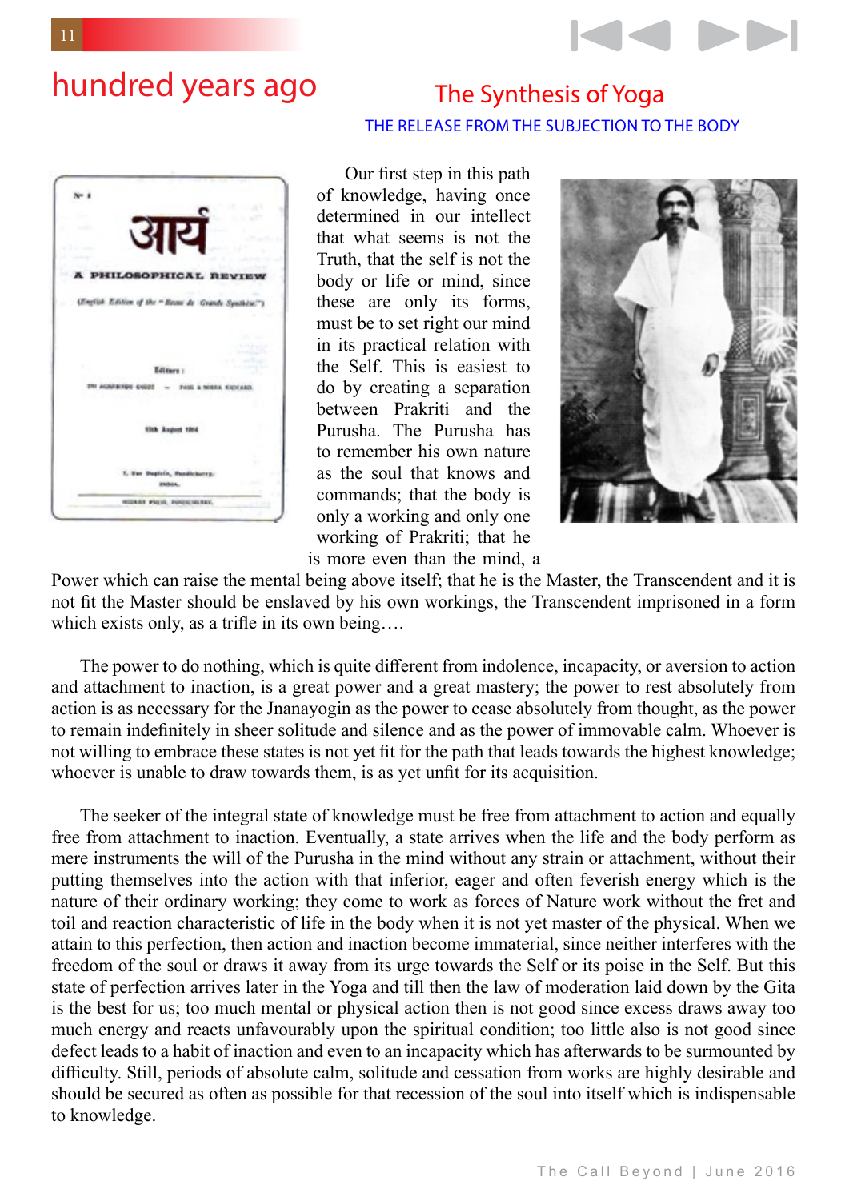# hundred years ago

## The Synthesis of Yoga

### THE RELEASE FROM THE SUBJECTION TO THE BODY

Our first step in this path of knowledge, having once determined in our intellect that what seems is not the Truth, that the self is not the body or life or mind, since these are only its forms, must be to set right our mind in its practical relation with the Self. This is easiest to do by creating a separation between Prakriti and the Purusha. The Purusha has to remember his own nature as the soul that knows and commands; that the body is only a working and only one working of Prakriti; that he is more even than the mind, a Power which can raise the mental being above itself; that he is the Master, the Transcendent and it is not fit the Master should be enslaved by his own workings, the Transcendent imprisoned in a form which exists only, as a trifle in its own being….

The power to do nothing, which is quite different from indolence, incapacity, or aversion to action and attachment to inaction, is a great power and a great mastery; the power to rest absolutely from action is as necessary for the Jnanayogin as the power to cease absolutely from thought, as the power to remain indefinitely in sheer solitude and silence and as the power of immovable calm. Whoever is not willing to embrace these states is not yet fit for the path that leads towards the highest knowledge; whoever is unable to draw towards them, is as yet unfit for its acquisition.

The seeker of the integral state of knowledge must be free from attachment to action and equally free from attachment to inaction. Eventually, a state arrives when the life and the body perform as mere instruments the will of the Purusha in the mind without any strain or attachment, without their putting themselves into the action with that inferior, eager and often feverish energy which is the nature of their ordinary working; they come to work as forces of Nature work without the fret and toil and reaction characteristic of life in the body when it is not yet master of the physical. When we attain to this perfection, then action and inaction become immaterial, since neither interferes with the freedom of the soul or draws it away from its urge towards the Self or its poise in the Self. But this state of perfection arrives later in the Yoga and till then the law of moderation laid down by the Gita is the best for us; too much mental or physical action then is not good since excess draws away too much energy and reacts unfavourably upon the spiritual condition; too little also is not good since defect leads to a habit of inaction and even to an incapacity which has afterwards to be surmounted by difficulty. Still, periods of absolute calm, solitude and cessation from works are highly desirable and should be secured as often as possible for that recession of the soul into itself which is indispensable to knowledge.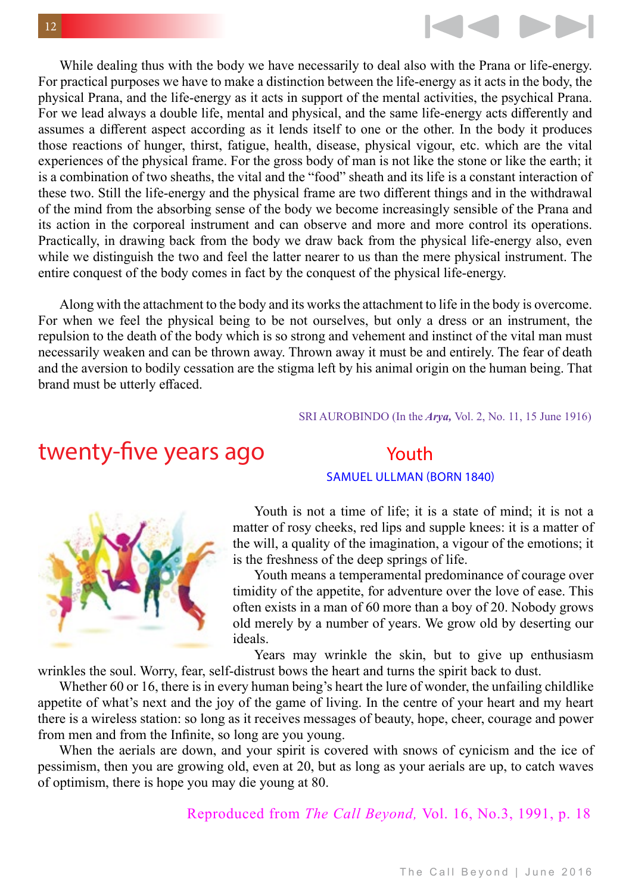While dealing thus with the body we have necessarily to deal also with the Prana or life-energy. For practical purposes we have to make a distinction between the life-energy as it acts in the body, the physical Prana, and the life-energy as it acts in support of the mental activities, the psychical Prana. For we lead always a double life, mental and physical, and the same life-energy acts differently and assumes a different aspect according as it lends itself to one or the other. In the body it produces those reactions of hunger, thirst, fatigue, health, disease, physical vigour, etc. which are the vital experiences of the physical frame. For the gross body of man is not like the stone or like the earth; it is a combination of two sheaths, the vital and the "food" sheath and its life is a constant interaction of these two. Still the life-energy and the physical frame are two different things and in the withdrawal of the mind from the absorbing sense of the body we become increasingly sensible of the Prana and its action in the corporeal instrument and can observe and more and more control its operations. Practically, in drawing back from the body we draw back from the physical life-energy also, even while we distinguish the two and feel the latter nearer to us than the mere physical instrument. The entire conquest of the body comes in fact by the conquest of the physical life-energy.

Along with the attachment to the body and its works the attachment to life in the body is overcome. For when we feel the physical being to be not ourselves, but only a dress or an instrument, the repulsion to the death of the body which is so strong and vehement and instinct of the vital man must necessarily weaken and can be thrown away. Thrown away it must be and entirely. The fear of death and the aversion to bodily cessation are the stigma left by his animal origin on the human being. That brand must be utterly effaced.

SRI AUROBINDO (In the ***Arya,*** Vol. 2, No. 11, 15 June 1916)

## twenty-five years ago

### Youth

SAMUEL ULLMAN (BORN 1840)

Youth is not a time of life; it is a state of mind; it is not a matter of rosy cheeks, red lips and supple knees: it is a matter of the will, a quality of the imagination, a vigour of the emotions; it is the freshness of the deep springs of life.

Youth means a temperamental predominance of courage over timidity of the appetite, for adventure over the love of ease. This often exists in a man of 60 more than a boy of 20. Nobody grows old merely by a number of years. We grow old by deserting our ideals.

Years may wrinkle the skin, but to give up enthusiasm wrinkles the soul. Worry, fear, self-distrust bows the heart and turns the spirit back to dust.

Whether 60 or 16, there is in every human being's heart the lure of wonder, the unfailing childlike appetite of what's next and the joy of the game of living. In the centre of your heart and my heart there is a wireless station: so long as it receives messages of beauty, hope, cheer, courage and power from men and from the Infinite, so long are you young.

When the aerials are down, and your spirit is covered with snows of cynicism and the ice of pessimism, then you are growing old, even at 20, but as long as your aerials are up, to catch waves of optimism, there is hope you may die young at 80.

Reproduced from *The Call Beyond,* Vol. 16, No.3, 1991, p. 18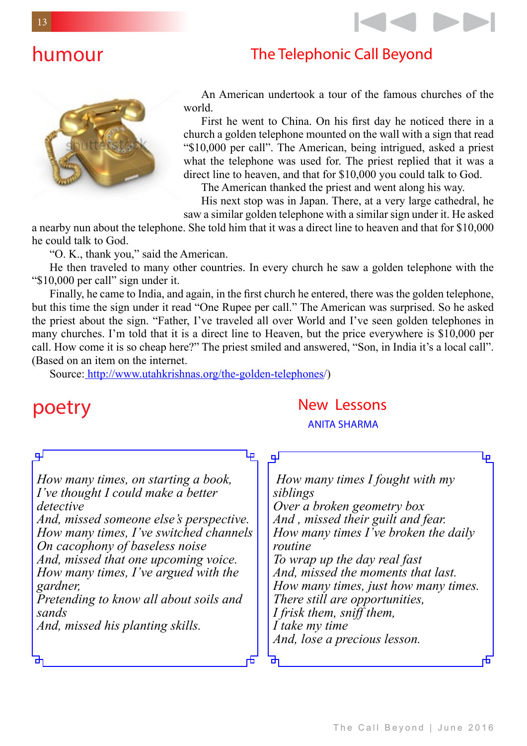# humour

## The Telephonic Call Beyond

An American undertook a tour of the famous churches of the world.

First he went to China. On his first day he noticed there in a church a golden telephone mounted on the wall with a sign that read "$10,000 per call". The American, being intrigued, asked a priest what the telephone was used for. The priest replied that it was a direct line to heaven, and that for $10,000 you could talk to God.

The American thanked the priest and went along his way.

His next stop was in Japan. There, at a very large cathedral, he saw a similar golden telephone with a similar sign under it. He asked a nearby nun about the telephone. She told him that it was a direct line to heaven and that for $10,000 he could talk to God.

"O. K., thank you," said the American.

He then traveled to many other countries. In every church he saw a golden telephone with the "$10,000 per call" sign under it.

Finally, he came to India, and again, in the first church he entered, there was the golden telephone, but this time the sign under it read "One Rupee per call." The American was surprised. So he asked the priest about the sign. "Father, I've traveled all over World and I've seen golden telephones in many churches. I'm told that it is a direct line to Heaven, but the price everywhere is $10,000 per call. How come it is so cheap here?" The priest smiled and answered, "Son, in India it's a local call". (Based on an item on the internet.

Source: http://www.utahkrishnas.org/the-golden-telephones/)

# poetry

## New Lessons

ANITA SHARMA

*How many times, on starting a book,*
*I've thought I could make a better*
*detective*
*And, missed someone else's perspective.*
*How many times, I've switched channels*
*On cacophony of baseless noise*
*And, missed that one upcoming voice.*
*How many times, I've argued with the*
*gardner,*
*Pretending to know all about soils and*
*sands*
*And, missed his planting skills.*

*How many times I fought with my*
*siblings*
*Over a broken geometry box*
*And , missed their guilt and fear.*
*How many times I've broken the daily*
*routine*
*To wrap up the day real fast*
*And, missed the moments that last.*
*How many times, just how many times.*
*There still are opportunities,*
*I frisk them, sniff them,*
*I take my time*
*And, lose a precious lesson.*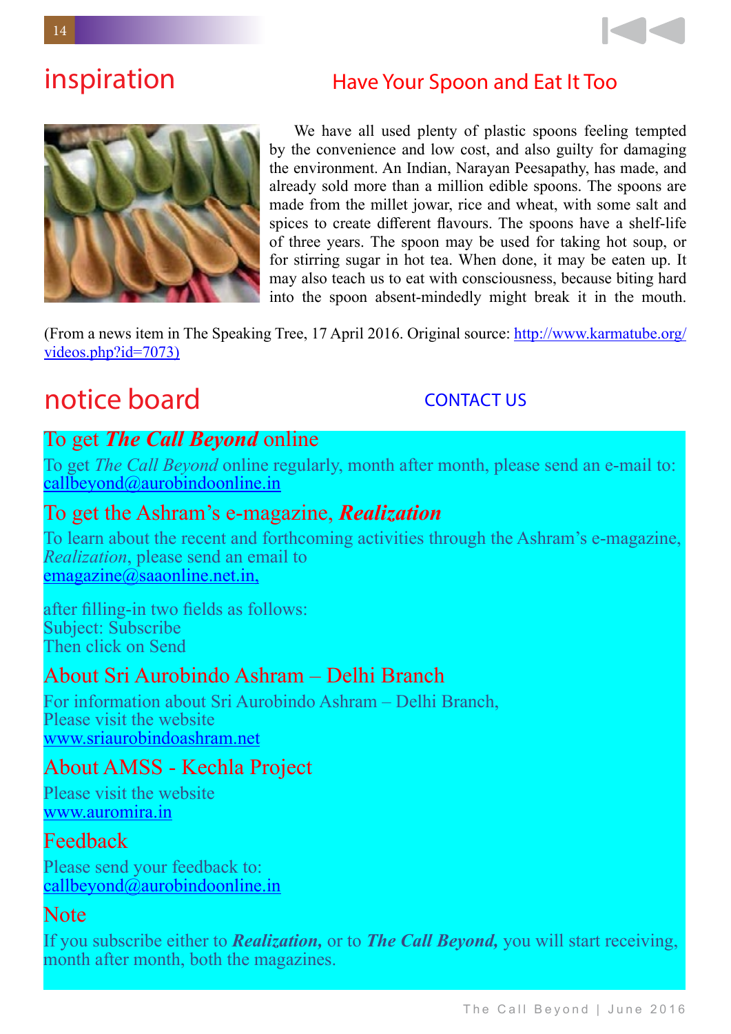# inspiration

## Have Your Spoon and Eat It Too

We have all used plenty of plastic spoons feeling tempted by the convenience and low cost, and also guilty for damaging the environment. An Indian, Narayan Peesapathy, has made, and already sold more than a million edible spoons. The spoons are made from the millet jowar, rice and wheat, with some salt and spices to create different flavours. The spoons have a shelf-life of three years. The spoon may be used for taking hot soup, or for stirring sugar in hot tea. When done, it may be eaten up. It may also teach us to eat with consciousness, because biting hard into the spoon absent-mindedly might break it in the mouth.

(From a news item in The Speaking Tree, 17 April 2016. Original source: http://www.karmatube.org/videos.php?id=7073)

# notice board

## CONTACT US

### To get ***The Call Beyond*** online

To get *The Call Beyond* online regularly, month after month, please send an e-mail to: callbeyond@aurobindoonline.in

### To get the Ashram's e-magazine, ***Realization***

To learn about the recent and forthcoming activities through the Ashram's e-magazine, *Realization*, please send an email to
emagazine@saaonline.net.in,

after filling-in two fields as follows:
Subject: Subscribe
Then click on Send

### About Sri Aurobindo Ashram – Delhi Branch

For information about Sri Aurobindo Ashram – Delhi Branch,
Please visit the website
www.sriaurobindoashram.net

### About AMSS - Kechla Project

Please visit the website
www.auromira.in

### Feedback

Please send your feedback to:
callbeyond@aurobindoonline.in

### Note

If you subscribe either to ***Realization,*** or to ***The Call Beyond,*** you will start receiving, month after month, both the magazines.